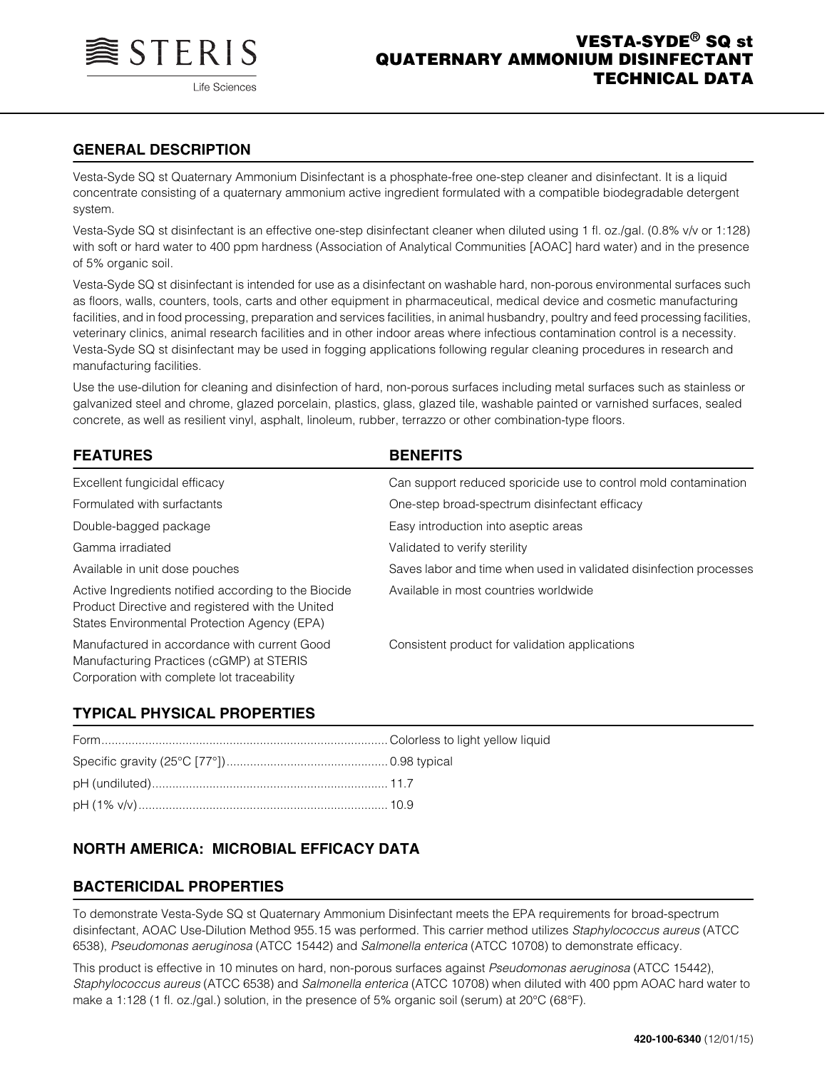STERIS

Life Sciences

# VESTA-SYDE® SQ st QUATERNARY AMMONIUM DISINFECTANT TECHNICAL DATA

## GENERAL DESCRIPTION

Vesta-Syde SQ st Quaternary Ammonium Disinfectant is a phosphate-free one-step cleaner and disinfectant. It is a liquid concentrate consisting of a quaternary ammonium active ingredient formulated with a compatible biodegradable detergent system.

Vesta-Syde SQ st disinfectant is an effective one-step disinfectant cleaner when diluted using 1 fl. oz./gal. (0.8% v/v or 1:128) with soft or hard water to 400 ppm hardness (Association of Analytical Communities [AOAC] hard water) and in the presence of 5% organic soil.

Vesta-Syde SQ st disinfectant is intended for use as a disinfectant on washable hard, non-porous environmental surfaces such as floors, walls, counters, tools, carts and other equipment in pharmaceutical, medical device and cosmetic manufacturing facilities, and in food processing, preparation and services facilities, in animal husbandry, poultry and feed processing facilities, veterinary clinics, animal research facilities and in other indoor areas where infectious contamination control is a necessity. Vesta-Syde SQ st disinfectant may be used in fogging applications following regular cleaning procedures in research and manufacturing facilities.

Use the use-dilution for cleaning and disinfection of hard, non-porous surfaces including metal surfaces such as stainless or galvanized steel and chrome, glazed porcelain, plastics, glass, glazed tile, washable painted or varnished surfaces, sealed concrete, as well as resilient vinyl, asphalt, linoleum, rubber, terrazzo or other combination-type floors.

| FEATURES | BENEFITS |
|---|---|
| Excellent fungicidal efficacy | Can support reduced sporicide use to control mold contamination |
| Formulated with surfactants | One-step broad-spectrum disinfectant efficacy |
| Double-bagged package | Easy introduction into aseptic areas |
| Gamma irradiated | Validated to verify sterility |
| Available in unit dose pouches | Saves labor and time when used in validated disinfection processes |
| Active Ingredients notified according to the Biocide Product Directive and registered with the United States Environmental Protection Agency (EPA) | Available in most countries worldwide |
| Manufactured in accordance with current Good Manufacturing Practices (cGMP) at STERIS Corporation with complete lot traceability | Consistent product for validation applications |

## TYPICAL PHYSICAL PROPERTIES

Form.......... Colorless to light yellow liquid

Specific gravity (25°C [77°]).......... 0.98 typical

pH (undiluted).......... 11.7

pH (1% v/v).......... 10.9

## NORTH AMERICA: MICROBIAL EFFICACY DATA

## BACTERICIDAL PROPERTIES

To demonstrate Vesta-Syde SQ st Quaternary Ammonium Disinfectant meets the EPA requirements for broad-spectrum disinfectant, AOAC Use-Dilution Method 955.15 was performed. This carrier method utilizes *Staphylococcus aureus* (ATCC 6538), *Pseudomonas aeruginosa* (ATCC 15442) and *Salmonella enterica* (ATCC 10708) to demonstrate efficacy.

This product is effective in 10 minutes on hard, non-porous surfaces against *Pseudomonas aeruginosa* (ATCC 15442), *Staphylococcus aureus* (ATCC 6538) and *Salmonella enterica* (ATCC 10708) when diluted with 400 ppm AOAC hard water to make a 1:128 (1 fl. oz./gal.) solution, in the presence of 5% organic soil (serum) at 20°C (68°F).

420-100-6340 (12/01/15)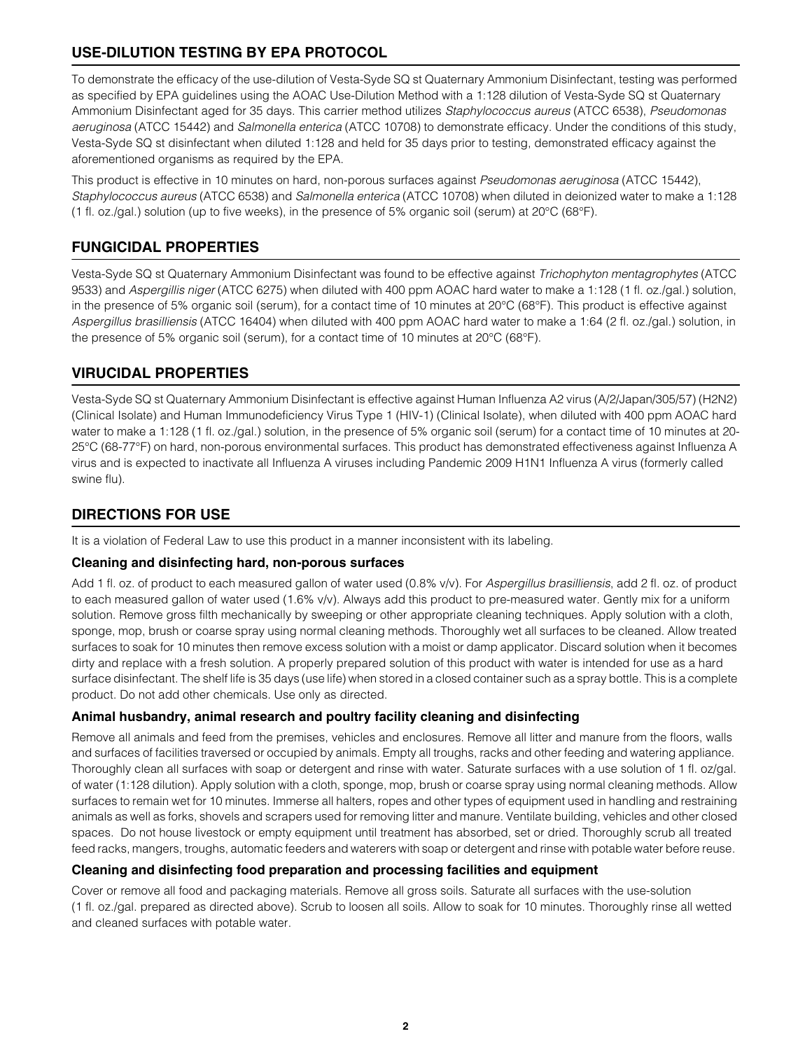## USE-DILUTION TESTING BY EPA PROTOCOL

To demonstrate the efficacy of the use-dilution of Vesta-Syde SQ st Quaternary Ammonium Disinfectant, testing was performed as specified by EPA guidelines using the AOAC Use-Dilution Method with a 1:128 dilution of Vesta-Syde SQ st Quaternary Ammonium Disinfectant aged for 35 days. This carrier method utilizes *Staphylococcus aureus* (ATCC 6538), *Pseudomonas aeruginosa* (ATCC 15442) and *Salmonella enterica* (ATCC 10708) to demonstrate efficacy. Under the conditions of this study, Vesta-Syde SQ st disinfectant when diluted 1:128 and held for 35 days prior to testing, demonstrated efficacy against the aforementioned organisms as required by the EPA.

This product is effective in 10 minutes on hard, non-porous surfaces against *Pseudomonas aeruginosa* (ATCC 15442), *Staphylococcus aureus* (ATCC 6538) and *Salmonella enterica* (ATCC 10708) when diluted in deionized water to make a 1:128 (1 fl. oz./gal.) solution (up to five weeks), in the presence of 5% organic soil (serum) at 20°C (68°F).

## FUNGICIDAL PROPERTIES

Vesta-Syde SQ st Quaternary Ammonium Disinfectant was found to be effective against *Trichophyton mentagrophytes* (ATCC 9533) and *Aspergillis niger* (ATCC 6275) when diluted with 400 ppm AOAC hard water to make a 1:128 (1 fl. oz./gal.) solution, in the presence of 5% organic soil (serum), for a contact time of 10 minutes at 20°C (68°F). This product is effective against *Aspergillus brasilliensis* (ATCC 16404) when diluted with 400 ppm AOAC hard water to make a 1:64 (2 fl. oz./gal.) solution, in the presence of 5% organic soil (serum), for a contact time of 10 minutes at 20°C (68°F).

## VIRUCIDAL PROPERTIES

Vesta-Syde SQ st Quaternary Ammonium Disinfectant is effective against Human Influenza A2 virus (A/2/Japan/305/57) (H2N2) (Clinical Isolate) and Human Immunodeficiency Virus Type 1 (HIV-1) (Clinical Isolate), when diluted with 400 ppm AOAC hard water to make a 1:128 (1 fl. oz./gal.) solution, in the presence of 5% organic soil (serum) for a contact time of 10 minutes at 20-25°C (68-77°F) on hard, non-porous environmental surfaces. This product has demonstrated effectiveness against Influenza A virus and is expected to inactivate all Influenza A viruses including Pandemic 2009 H1N1 Influenza A virus (formerly called swine flu).

## DIRECTIONS FOR USE

It is a violation of Federal Law to use this product in a manner inconsistent with its labeling.

### Cleaning and disinfecting hard, non-porous surfaces

Add 1 fl. oz. of product to each measured gallon of water used (0.8% v/v). For *Aspergillus brasilliensis*, add 2 fl. oz. of product to each measured gallon of water used (1.6% v/v). Always add this product to pre-measured water. Gently mix for a uniform solution. Remove gross filth mechanically by sweeping or other appropriate cleaning techniques. Apply solution with a cloth, sponge, mop, brush or coarse spray using normal cleaning methods. Thoroughly wet all surfaces to be cleaned. Allow treated surfaces to soak for 10 minutes then remove excess solution with a moist or damp applicator. Discard solution when it becomes dirty and replace with a fresh solution. A properly prepared solution of this product with water is intended for use as a hard surface disinfectant. The shelf life is 35 days (use life) when stored in a closed container such as a spray bottle. This is a complete product. Do not add other chemicals. Use only as directed.

### Animal husbandry, animal research and poultry facility cleaning and disinfecting

Remove all animals and feed from the premises, vehicles and enclosures. Remove all litter and manure from the floors, walls and surfaces of facilities traversed or occupied by animals. Empty all troughs, racks and other feeding and watering appliance. Thoroughly clean all surfaces with soap or detergent and rinse with water. Saturate surfaces with a use solution of 1 fl. oz/gal. of water (1:128 dilution). Apply solution with a cloth, sponge, mop, brush or coarse spray using normal cleaning methods. Allow surfaces to remain wet for 10 minutes. Immerse all halters, ropes and other types of equipment used in handling and restraining animals as well as forks, shovels and scrapers used for removing litter and manure. Ventilate building, vehicles and other closed spaces. Do not house livestock or empty equipment until treatment has absorbed, set or dried. Thoroughly scrub all treated feed racks, mangers, troughs, automatic feeders and waterers with soap or detergent and rinse with potable water before reuse.

### Cleaning and disinfecting food preparation and processing facilities and equipment

Cover or remove all food and packaging materials. Remove all gross soils. Saturate all surfaces with the use-solution (1 fl. oz./gal. prepared as directed above). Scrub to loosen all soils. Allow to soak for 10 minutes. Thoroughly rinse all wetted and cleaned surfaces with potable water.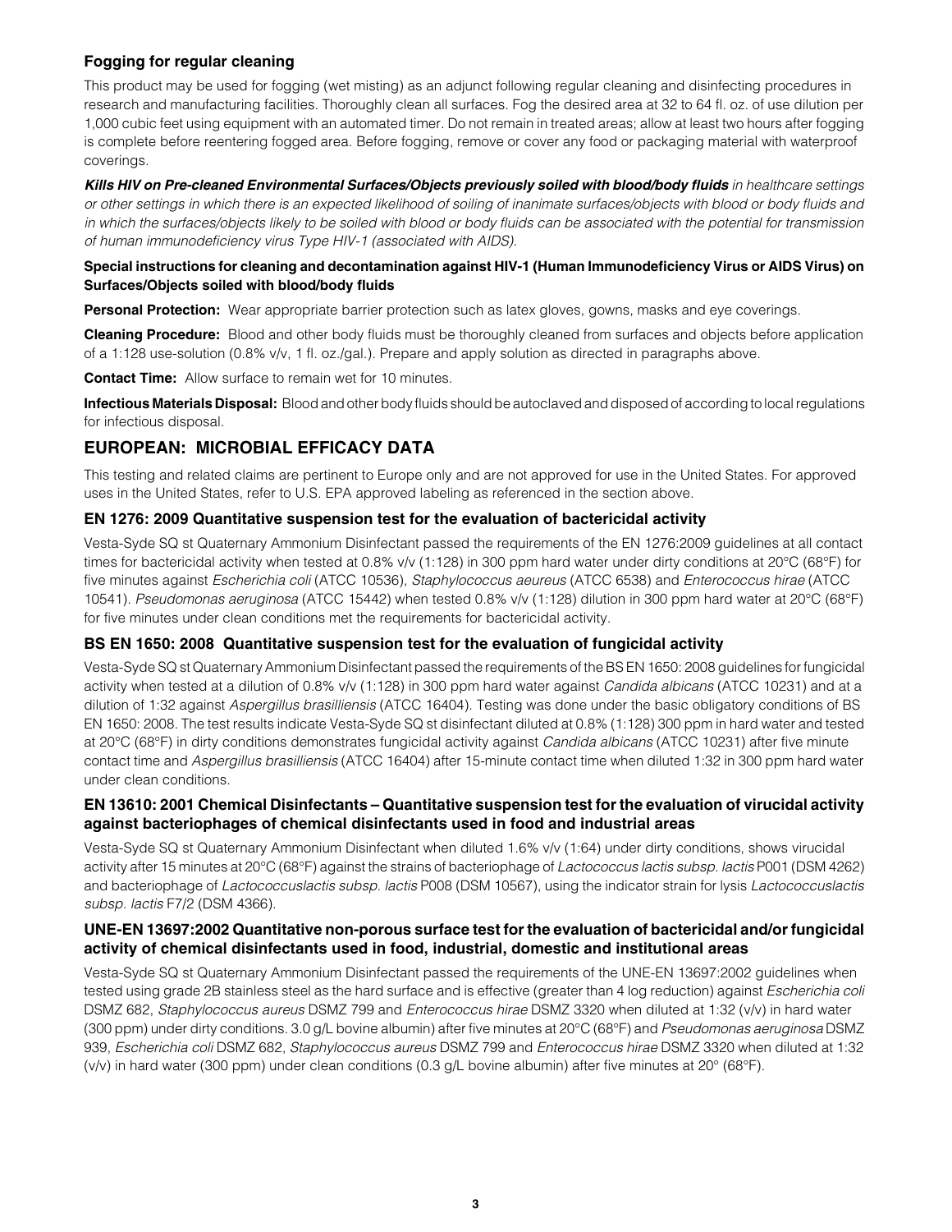### Fogging for regular cleaning

This product may be used for fogging (wet misting) as an adjunct following regular cleaning and disinfecting procedures in research and manufacturing facilities. Thoroughly clean all surfaces. Fog the desired area at 32 to 64 fl. oz. of use dilution per 1,000 cubic feet using equipment with an automated timer. Do not remain in treated areas; allow at least two hours after fogging is complete before reentering fogged area. Before fogging, remove or cover any food or packaging material with waterproof coverings.

***Kills HIV on Pre-cleaned Environmental Surfaces/Objects previously soiled with blood/body fluids*** *in healthcare settings or other settings in which there is an expected likelihood of soiling of inanimate surfaces/objects with blood or body fluids and in which the surfaces/objects likely to be soiled with blood or body fluids can be associated with the potential for transmission of human immunodeficiency virus Type HIV-1 (associated with AIDS).*

**Special instructions for cleaning and decontamination against HIV-1 (Human Immunodeficiency Virus or AIDS Virus) on Surfaces/Objects soiled with blood/body fluids**

**Personal Protection:** Wear appropriate barrier protection such as latex gloves, gowns, masks and eye coverings.

**Cleaning Procedure:** Blood and other body fluids must be thoroughly cleaned from surfaces and objects before application of a 1:128 use-solution (0.8% v/v, 1 fl. oz./gal.). Prepare and apply solution as directed in paragraphs above.

**Contact Time:** Allow surface to remain wet for 10 minutes.

**Infectious Materials Disposal:** Blood and other body fluids should be autoclaved and disposed of according to local regulations for infectious disposal.

## EUROPEAN: MICROBIAL EFFICACY DATA

This testing and related claims are pertinent to Europe only and are not approved for use in the United States. For approved uses in the United States, refer to U.S. EPA approved labeling as referenced in the section above.

### EN 1276: 2009 Quantitative suspension test for the evaluation of bactericidal activity

Vesta-Syde SQ st Quaternary Ammonium Disinfectant passed the requirements of the EN 1276:2009 guidelines at all contact times for bactericidal activity when tested at 0.8% v/v (1:128) in 300 ppm hard water under dirty conditions at 20°C (68°F) for five minutes against *Escherichia coli* (ATCC 10536), *Staphylococcus aeureus* (ATCC 6538) and *Enterococcus hirae* (ATCC 10541). *Pseudomonas aeruginosa* (ATCC 15442) when tested 0.8% v/v (1:128) dilution in 300 ppm hard water at 20°C (68°F) for five minutes under clean conditions met the requirements for bactericidal activity.

### BS EN 1650: 2008 Quantitative suspension test for the evaluation of fungicidal activity

Vesta-Syde SQ st Quaternary Ammonium Disinfectant passed the requirements of the BS EN 1650: 2008 guidelines for fungicidal activity when tested at a dilution of 0.8% v/v (1:128) in 300 ppm hard water against *Candida albicans* (ATCC 10231) and at a dilution of 1:32 against *Aspergillus brasilliensis* (ATCC 16404). Testing was done under the basic obligatory conditions of BS EN 1650: 2008. The test results indicate Vesta-Syde SQ st disinfectant diluted at 0.8% (1:128) 300 ppm in hard water and tested at 20°C (68°F) in dirty conditions demonstrates fungicidal activity against *Candida albicans* (ATCC 10231) after five minute contact time and *Aspergillus brasilliensis* (ATCC 16404) after 15-minute contact time when diluted 1:32 in 300 ppm hard water under clean conditions.

### EN 13610: 2001 Chemical Disinfectants – Quantitative suspension test for the evaluation of virucidal activity against bacteriophages of chemical disinfectants used in food and industrial areas

Vesta-Syde SQ st Quaternary Ammonium Disinfectant when diluted 1.6% v/v (1:64) under dirty conditions, shows virucidal activity after 15 minutes at 20°C (68°F) against the strains of bacteriophage of *Lactococcus lactis subsp. lactis* P001 (DSM 4262) and bacteriophage of *Lactococcuslactis subsp. lactis* P008 (DSM 10567), using the indicator strain for lysis *Lactococcuslactis subsp. lactis* F7/2 (DSM 4366).

### UNE-EN 13697:2002 Quantitative non-porous surface test for the evaluation of bactericidal and/or fungicidal activity of chemical disinfectants used in food, industrial, domestic and institutional areas

Vesta-Syde SQ st Quaternary Ammonium Disinfectant passed the requirements of the UNE-EN 13697:2002 guidelines when tested using grade 2B stainless steel as the hard surface and is effective (greater than 4 log reduction) against *Escherichia coli* DSMZ 682, *Staphylococcus aureus* DSMZ 799 and *Enterococcus hirae* DSMZ 3320 when diluted at 1:32 (v/v) in hard water (300 ppm) under dirty conditions. 3.0 g/L bovine albumin) after five minutes at 20°C (68°F) and *Pseudomonas aeruginosa* DSMZ 939, *Escherichia coli* DSMZ 682, *Staphylococcus aureus* DSMZ 799 and *Enterococcus hirae* DSMZ 3320 when diluted at 1:32 (v/v) in hard water (300 ppm) under clean conditions (0.3 g/L bovine albumin) after five minutes at 20° (68°F).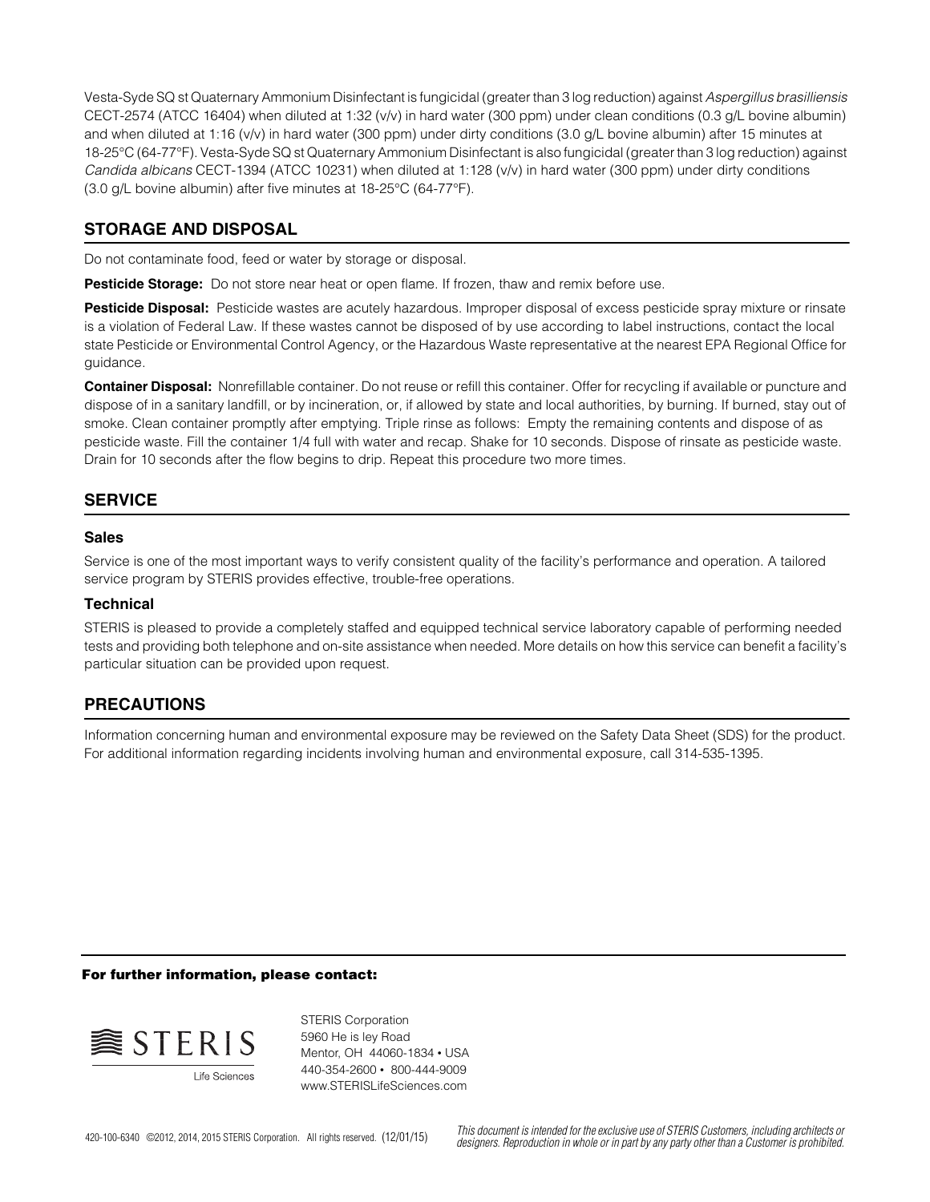Vesta-Syde SQ st Quaternary Ammonium Disinfectant is fungicidal (greater than 3 log reduction) against *Aspergillus brasilliensis* CECT-2574 (ATCC 16404) when diluted at 1:32 (v/v) in hard water (300 ppm) under clean conditions (0.3 g/L bovine albumin) and when diluted at 1:16 (v/v) in hard water (300 ppm) under dirty conditions (3.0 g/L bovine albumin) after 15 minutes at 18-25°C (64-77°F). Vesta-Syde SQ st Quaternary Ammonium Disinfectant is also fungicidal (greater than 3 log reduction) against *Candida albicans* CECT-1394 (ATCC 10231) when diluted at 1:128 (v/v) in hard water (300 ppm) under dirty conditions (3.0 g/L bovine albumin) after five minutes at 18-25°C (64-77°F).

## STORAGE AND DISPOSAL

Do not contaminate food, feed or water by storage or disposal.

**Pesticide Storage:** Do not store near heat or open flame. If frozen, thaw and remix before use.

**Pesticide Disposal:** Pesticide wastes are acutely hazardous. Improper disposal of excess pesticide spray mixture or rinsate is a violation of Federal Law. If these wastes cannot be disposed of by use according to label instructions, contact the local state Pesticide or Environmental Control Agency, or the Hazardous Waste representative at the nearest EPA Regional Office for guidance.

**Container Disposal:** Nonrefillable container. Do not reuse or refill this container. Offer for recycling if available or puncture and dispose of in a sanitary landfill, or by incineration, or, if allowed by state and local authorities, by burning. If burned, stay out of smoke. Clean container promptly after emptying. Triple rinse as follows: Empty the remaining contents and dispose of as pesticide waste. Fill the container 1/4 full with water and recap. Shake for 10 seconds. Dispose of rinsate as pesticide waste. Drain for 10 seconds after the flow begins to drip. Repeat this procedure two more times.

## SERVICE

### Sales

Service is one of the most important ways to verify consistent quality of the facility's performance and operation. A tailored service program by STERIS provides effective, trouble-free operations.

### Technical

STERIS is pleased to provide a completely staffed and equipped technical service laboratory capable of performing needed tests and providing both telephone and on-site assistance when needed. More details on how this service can benefit a facility's particular situation can be provided upon request.

## PRECAUTIONS

Information concerning human and environmental exposure may be reviewed on the Safety Data Sheet (SDS) for the product. For additional information regarding incidents involving human and environmental exposure, call 314-535-1395.

**For further information, please contact:**

STERIS Life Sciences

STERIS Corporation
5960 He is ley Road
Mentor, OH 44060-1834 • USA
440-354-2600 • 800-444-9009
www.STERISLifeSciences.com

420-100-6340 ©2012, 2014, 2015 STERIS Corporation. All rights reserved. (12/01/15)

*This document is intended for the exclusive use of STERIS Customers, including architects or designers. Reproduction in whole or in part by any party other than a Customer is prohibited.*